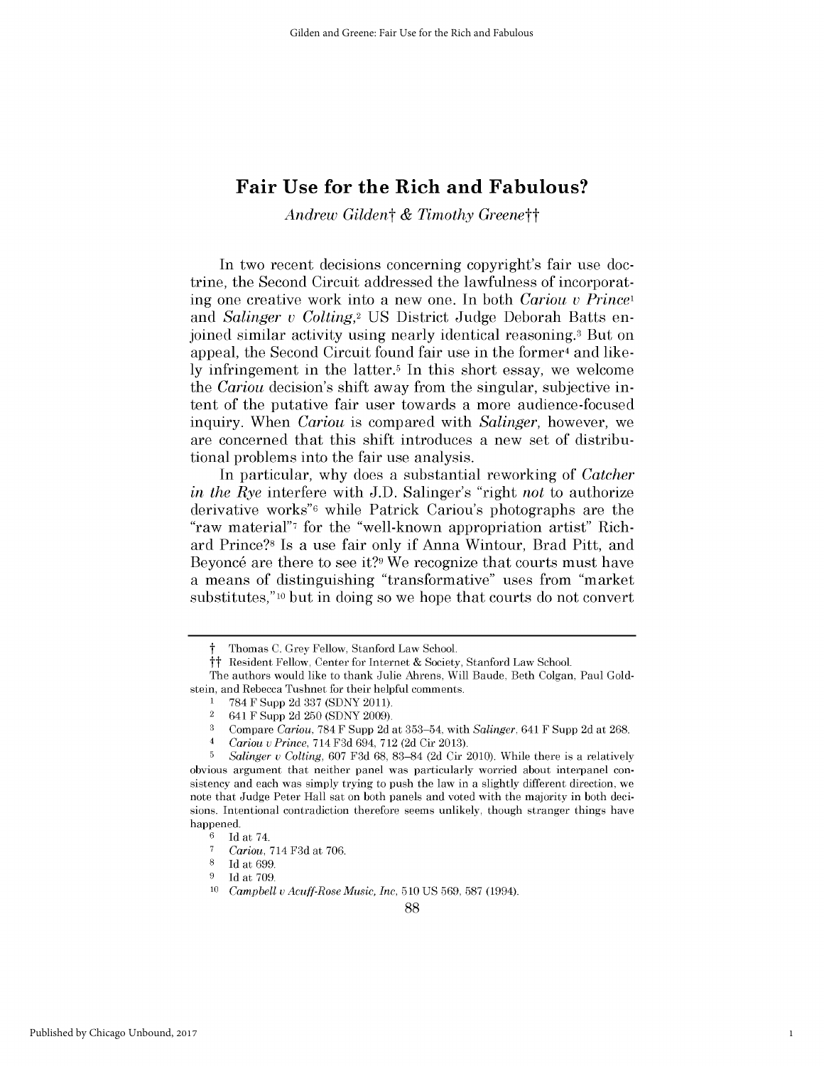# Fair Use for the Rich and Fabulous?

*Andrew Gilden*† & *Timothy Greene*††

In two recent decisions concerning copyright's fair use doctrine, the Second Circuit addressed the lawfulness of incorporating one creative work into a new one. In both *Cariou v Prince*[1] and *Salinger v Colting*,[2] US District Judge Deborah Batts enjoined similar activity using nearly identical reasoning.[3] But on appeal, the Second Circuit found fair use in the former[4] and likely infringement in the latter.[5] In this short essay, we welcome the *Cariou* decision's shift away from the singular, subjective intent of the putative fair user towards a more audience-focused inquiry. When *Cariou* is compared with *Salinger*, however, we are concerned that this shift introduces a new set of distributional problems into the fair use analysis.

In particular, why does a substantial reworking of *Catcher in the Rye* interfere with J.D. Salinger's "right *not* to authorize derivative works"[6] while Patrick Cariou's photographs are the "raw material"[7] for the "well-known appropriation artist" Richard Prince?[8] Is a use fair only if Anna Wintour, Brad Pitt, and Beyoncé are there to see it?[9] We recognize that courts must have a means of distinguishing "transformative" uses from "market substitutes,"[10] but in doing so we hope that courts do not convert

---

† Thomas C. Grey Fellow, Stanford Law School.

†† Resident Fellow, Center for Internet & Society, Stanford Law School.

The authors would like to thank Julie Ahrens, Will Baude, Beth Colgan, Paul Goldstein, and Rebecca Tushnet for their helpful comments.

1 784 F Supp 2d 337 (SDNY 2011).

2 641 F Supp 2d 250 (SDNY 2009).

3 Compare *Cariou*, 784 F Supp 2d at 353–54, with *Salinger*, 641 F Supp 2d at 268.

4 *Cariou v Prince*, 714 F3d 694, 712 (2d Cir 2013).

5 *Salinger v Colting*, 607 F3d 68, 83–84 (2d Cir 2010). While there is a relatively obvious argument that neither panel was particularly worried about interpanel consistency and each was simply trying to push the law in a slightly different direction, we note that Judge Peter Hall sat on both panels and voted with the majority in both decisions. Intentional contradiction therefore seems unlikely, though stranger things have happened.

6 Id at 74.

7 *Cariou*, 714 F3d at 706.

8 Id at 699.

9 Id at 709.

10 *Campbell v Acuff-Rose Music, Inc*, 510 US 569, 587 (1994).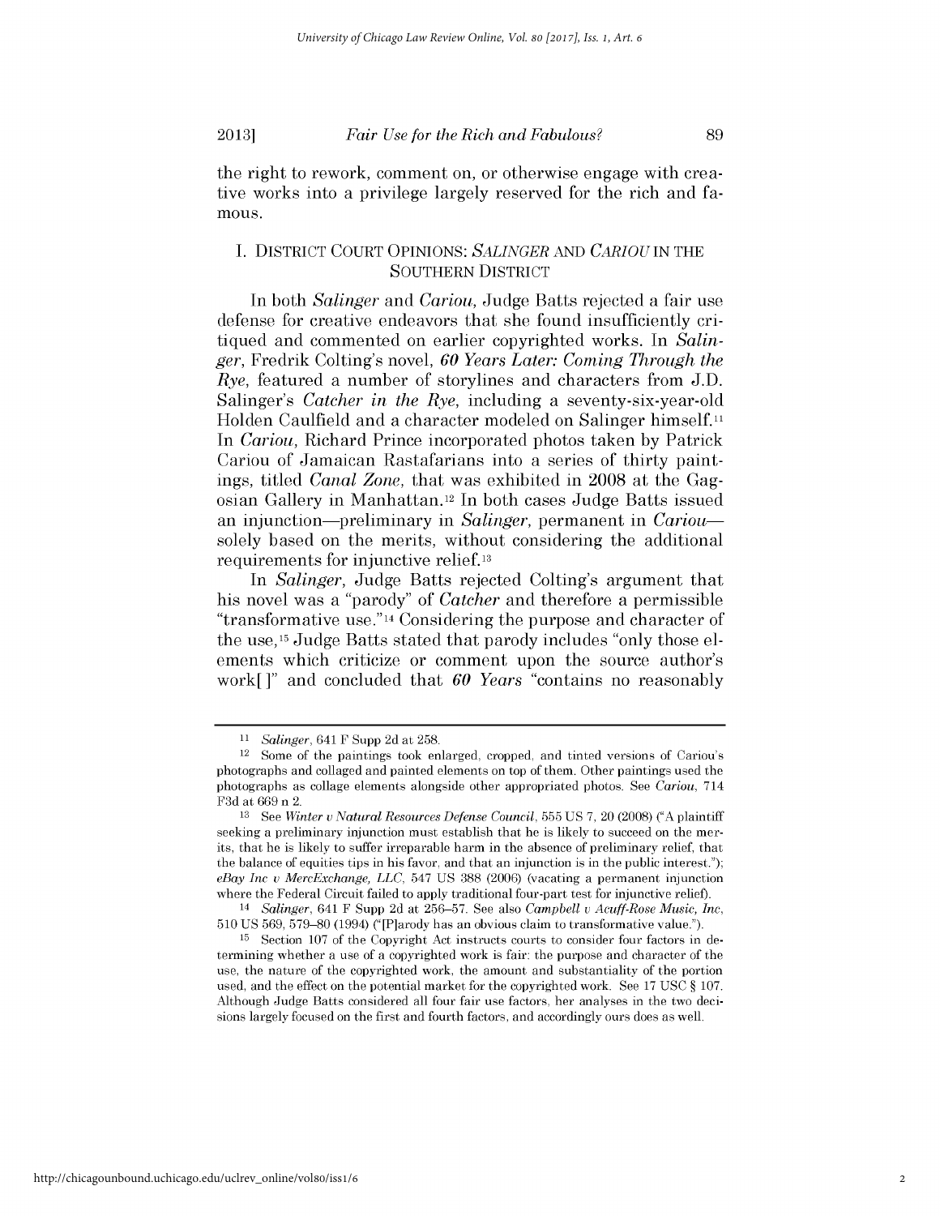the right to rework, comment on, or otherwise engage with creative works into a privilege largely reserved for the rich and famous.

## I. DISTRICT COURT OPINIONS: *SALINGER* AND *CARIOU* IN THE SOUTHERN DISTRICT

In both *Salinger* and *Cariou*, Judge Batts rejected a fair use defense for creative endeavors that she found insufficiently critiqued and commented on earlier copyrighted works. In *Salinger*, Fredrik Colting's novel, *60 Years Later: Coming Through the Rye*, featured a number of storylines and characters from J.D. Salinger's *Catcher in the Rye*, including a seventy-six-year-old Holden Caulfield and a character modeled on Salinger himself.[11] In *Cariou*, Richard Prince incorporated photos taken by Patrick Cariou of Jamaican Rastafarians into a series of thirty paintings, titled *Canal Zone*, that was exhibited in 2008 at the Gagosian Gallery in Manhattan.[12] In both cases Judge Batts issued an injunction—preliminary in *Salinger*, permanent in *Cariou*—solely based on the merits, without considering the additional requirements for injunctive relief.[13]

In *Salinger*, Judge Batts rejected Colting's argument that his novel was a "parody" of *Catcher* and therefore a permissible "transformative use."[14] Considering the purpose and character of the use,[15] Judge Batts stated that parody includes "only those elements which criticize or comment upon the source author's work[ ]" and concluded that *60 Years* "contains no reasonably

---

[11] *Salinger*, 641 F Supp 2d at 258.

[12] Some of the paintings took enlarged, cropped, and tinted versions of Cariou's photographs and collaged and painted elements on top of them. Other paintings used the photographs as collage elements alongside other appropriated photos. See *Cariou*, 714 F3d at 669 n 2.

[13] See *Winter v Natural Resources Defense Council*, 555 US 7, 20 (2008) ("A plaintiff seeking a preliminary injunction must establish that he is likely to succeed on the merits, that he is likely to suffer irreparable harm in the absence of preliminary relief, that the balance of equities tips in his favor, and that an injunction is in the public interest."); *eBay Inc v MercExchange, LLC*, 547 US 388 (2006) (vacating a permanent injunction where the Federal Circuit failed to apply traditional four-part test for injunctive relief).

[14] *Salinger*, 641 F Supp 2d at 256–57. See also *Campbell v Acuff-Rose Music, Inc*, 510 US 569, 579–80 (1994) ("[P]arody has an obvious claim to transformative value.").

[15] Section 107 of the Copyright Act instructs courts to consider four factors in determining whether a use of a copyrighted work is fair: the purpose and character of the use, the nature of the copyrighted work, the amount and substantiality of the portion used, and the effect on the potential market for the copyrighted work. See 17 USC § 107. Although Judge Batts considered all four fair use factors, her analyses in the two decisions largely focused on the first and fourth factors, and accordingly ours does as well.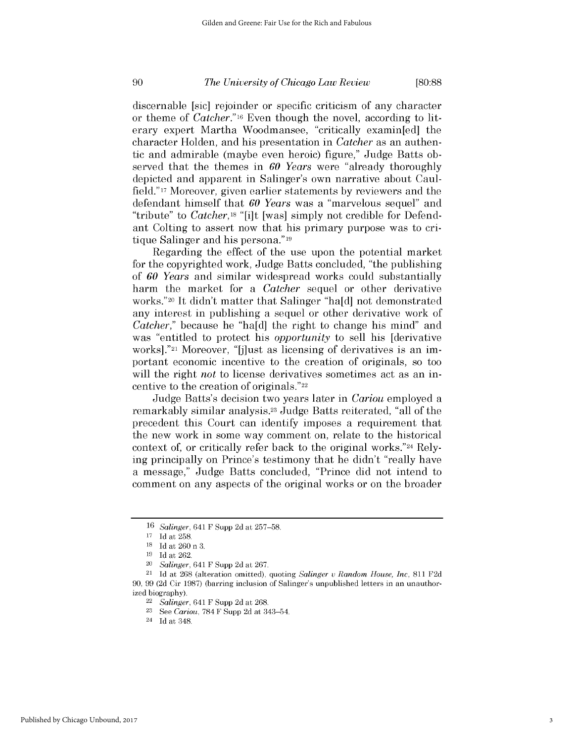discernable [sic] rejoinder or specific criticism of any character or theme of *Catcher*."[16] Even though the novel, according to literary expert Martha Woodmansee, "critically examin[ed] the character Holden, and his presentation in *Catcher* as an authentic and admirable (maybe even heroic) figure," Judge Batts observed that the themes in *60 Years* were "already thoroughly depicted and apparent in Salinger's own narrative about Caulfield."[17] Moreover, given earlier statements by reviewers and the defendant himself that *60 Years* was a "marvelous sequel" and "tribute" to *Catcher*,[18] "[i]t [was] simply not credible for Defendant Colting to assert now that his primary purpose was to critique Salinger and his persona."[19]

Regarding the effect of the use upon the potential market for the copyrighted work, Judge Batts concluded, "the publishing of *60 Years* and similar widespread works could substantially harm the market for a *Catcher* sequel or other derivative works."[20] It didn't matter that Salinger "ha[d] not demonstrated any interest in publishing a sequel or other derivative work of *Catcher*," because he "ha[d] the right to change his mind" and was "entitled to protect his *opportunity* to sell his [derivative works]."[21] Moreover, "[j]ust as licensing of derivatives is an important economic incentive to the creation of originals, so too will the right *not* to license derivatives sometimes act as an incentive to the creation of originals."[22]

Judge Batts's decision two years later in *Cariou* employed a remarkably similar analysis.[23] Judge Batts reiterated, "all of the precedent this Court can identify imposes a requirement that the new work in some way comment on, relate to the historical context of, or critically refer back to the original works."[24] Relying principally on Prince's testimony that he didn't "really have a message," Judge Batts concluded, "Prince did not intend to comment on any aspects of the original works or on the broader

---

16 *Salinger*, 641 F Supp 2d at 257–58.

17 Id at 258.

18 Id at 260 n 3.

19 Id at 262.

20 *Salinger*, 641 F Supp 2d at 267.

21 Id at 268 (alteration omitted), quoting *Salinger v Random House, Inc*, 811 F2d 90, 99 (2d Cir 1987) (barring inclusion of Salinger's unpublished letters in an unauthorized biography).

22 *Salinger*, 641 F Supp 2d at 268.

23 See *Cariou*, 784 F Supp 2d at 343–54.

24 Id at 348.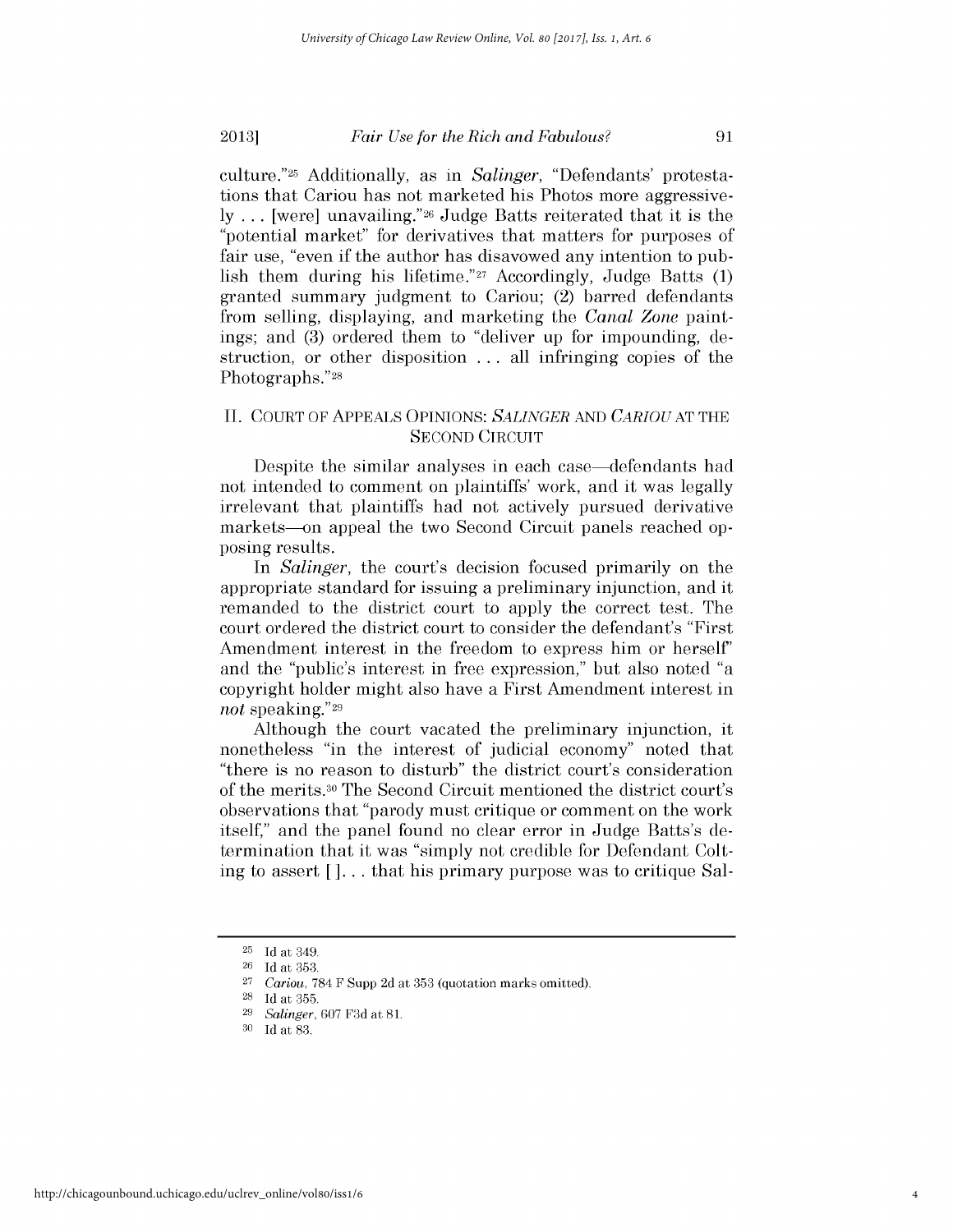culture."[25] Additionally, as in *Salinger*, "Defendants' protestations that Cariou has not marketed his Photos more aggressively . . . [were] unavailing."[26] Judge Batts reiterated that it is the "potential market" for derivatives that matters for purposes of fair use, "even if the author has disavowed any intention to publish them during his lifetime."[27] Accordingly, Judge Batts (1) granted summary judgment to Cariou; (2) barred defendants from selling, displaying, and marketing the *Canal Zone* paintings; and (3) ordered them to "deliver up for impounding, destruction, or other disposition . . . all infringing copies of the Photographs."[28]

## II. COURT OF APPEALS OPINIONS: *SALINGER* AND *CARIOU* AT THE SECOND CIRCUIT

Despite the similar analyses in each case—defendants had not intended to comment on plaintiffs' work, and it was legally irrelevant that plaintiffs had not actively pursued derivative markets—on appeal the two Second Circuit panels reached opposing results.

In *Salinger*, the court's decision focused primarily on the appropriate standard for issuing a preliminary injunction, and it remanded to the district court to apply the correct test. The court ordered the district court to consider the defendant's "First Amendment interest in the freedom to express him or herself" and the "public's interest in free expression," but also noted "a copyright holder might also have a First Amendment interest in *not* speaking."[29]

Although the court vacated the preliminary injunction, it nonetheless "in the interest of judicial economy" noted that "there is no reason to disturb" the district court's consideration of the merits.[30] The Second Circuit mentioned the district court's observations that "parody must critique or comment on the work itself," and the panel found no clear error in Judge Batts's determination that it was "simply not credible for Defendant Colting to assert [ ]. . . that his primary purpose was to critique Sal-

---

[25] Id at 349.

[26] Id at 353.

[27] *Cariou*, 784 F Supp 2d at 353 (quotation marks omitted).

[28] Id at 355.

[29] *Salinger*, 607 F3d at 81.

[30] Id at 83.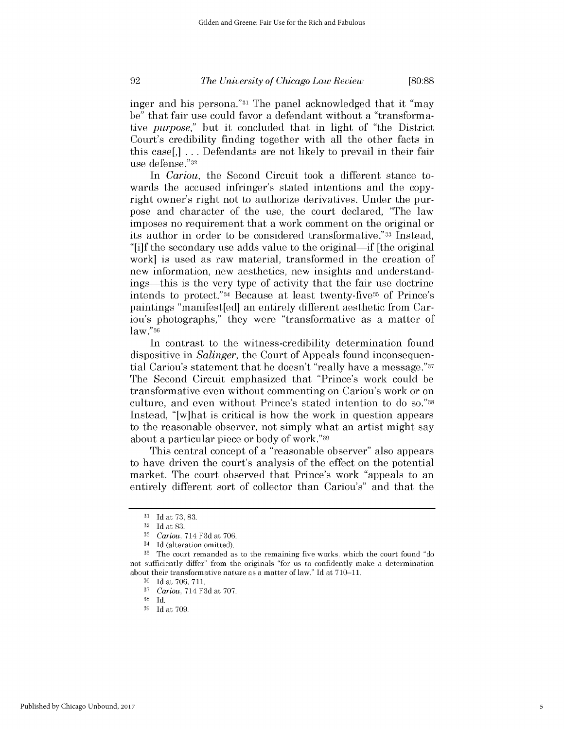inger and his persona."[31] The panel acknowledged that it "may be" that fair use could favor a defendant without a "transformative *purpose*," but it concluded that in light of "the District Court's credibility finding together with all the other facts in this case[,] . . . Defendants are not likely to prevail in their fair use defense."[32]

In *Cariou*, the Second Circuit took a different stance towards the accused infringer's stated intentions and the copyright owner's right not to authorize derivatives. Under the purpose and character of the use, the court declared, "The law imposes no requirement that a work comment on the original or its author in order to be considered transformative."[33] Instead, "[i]f the secondary use adds value to the original—if [the original work] is used as raw material, transformed in the creation of new information, new aesthetics, new insights and understandings—this is the very type of activity that the fair use doctrine intends to protect."[34] Because at least twenty-five[35] of Prince's paintings "manifest[ed] an entirely different aesthetic from Cariou's photographs," they were "transformative as a matter of law."[36]

In contrast to the witness-credibility determination found dispositive in *Salinger*, the Court of Appeals found inconsequential Cariou's statement that he doesn't "really have a message."[37] The Second Circuit emphasized that "Prince's work could be transformative even without commenting on Cariou's work or on culture, and even without Prince's stated intention to do so."[38] Instead, "[w]hat is critical is how the work in question appears to the reasonable observer, not simply what an artist might say about a particular piece or body of work."[39]

This central concept of a "reasonable observer" also appears to have driven the court's analysis of the effect on the potential market. The court observed that Prince's work "appeals to an entirely different sort of collector than Cariou's" and that the

---

[31] Id at 73, 83.

[32] Id at 83.

[33] *Cariou*, 714 F3d at 706.

[34] Id (alteration omitted).

[35] The court remanded as to the remaining five works, which the court found "do not sufficiently differ" from the originals "for us to confidently make a determination about their transformative nature as a matter of law." Id at 710–11.

[36] Id at 706, 711.

[37] *Cariou*, 714 F3d at 707.

[38] Id.

[39] Id at 709.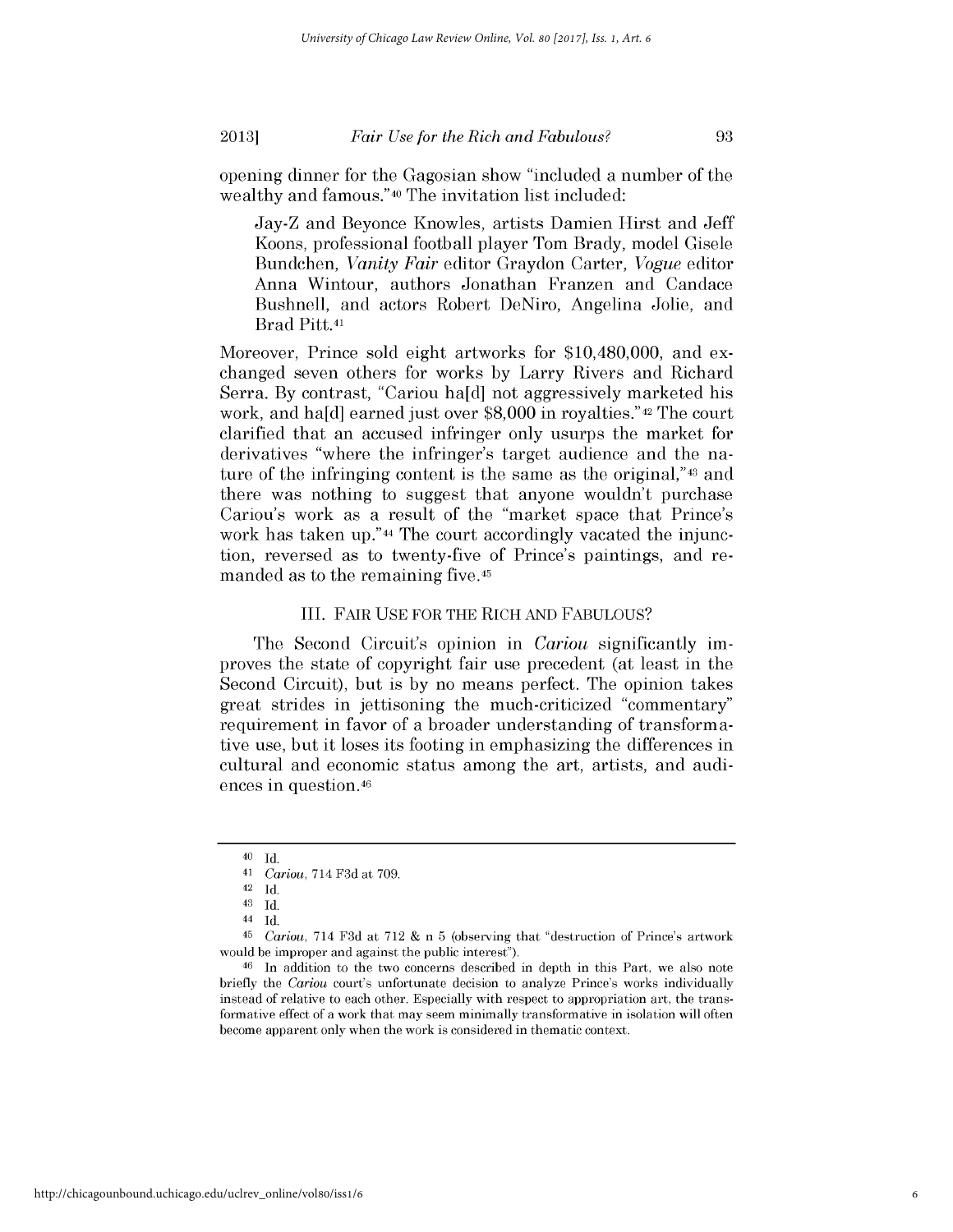opening dinner for the Gagosian show "included a number of the wealthy and famous."[40] The invitation list included:

> Jay-Z and Beyonce Knowles, artists Damien Hirst and Jeff Koons, professional football player Tom Brady, model Gisele Bundchen, *Vanity Fair* editor Graydon Carter, *Vogue* editor Anna Wintour, authors Jonathan Franzen and Candace Bushnell, and actors Robert DeNiro, Angelina Jolie, and Brad Pitt.[41]

Moreover, Prince sold eight artworks for $10,480,000, and exchanged seven others for works by Larry Rivers and Richard Serra. By contrast, "Cariou ha[d] not aggressively marketed his work, and ha[d] earned just over $8,000 in royalties."[42] The court clarified that an accused infringer only usurps the market for derivatives "where the infringer's target audience and the nature of the infringing content is the same as the original,"[43] and there was nothing to suggest that anyone wouldn't purchase Cariou's work as a result of the "market space that Prince's work has taken up."[44] The court accordingly vacated the injunction, reversed as to twenty-five of Prince's paintings, and remanded as to the remaining five.[45]

## III. Fair Use for the Rich and Fabulous?

The Second Circuit's opinion in *Cariou* significantly improves the state of copyright fair use precedent (at least in the Second Circuit), but is by no means perfect. The opinion takes great strides in jettisoning the much-criticized "commentary" requirement in favor of a broader understanding of transformative use, but it loses its footing in emphasizing the differences in cultural and economic status among the art, artists, and audiences in question.[46]

---

[40] Id.

[41] *Cariou*, 714 F3d at 709.

[42] Id.

[43] Id.

[44] Id.

[45] *Cariou*, 714 F3d at 712 & n 5 (observing that "destruction of Prince's artwork would be improper and against the public interest").

[46] In addition to the two concerns described in depth in this Part, we also note briefly the *Cariou* court's unfortunate decision to analyze Prince's works individually instead of relative to each other. Especially with respect to appropriation art, the transformative effect of a work that may seem minimally transformative in isolation will often become apparent only when the work is considered in thematic context.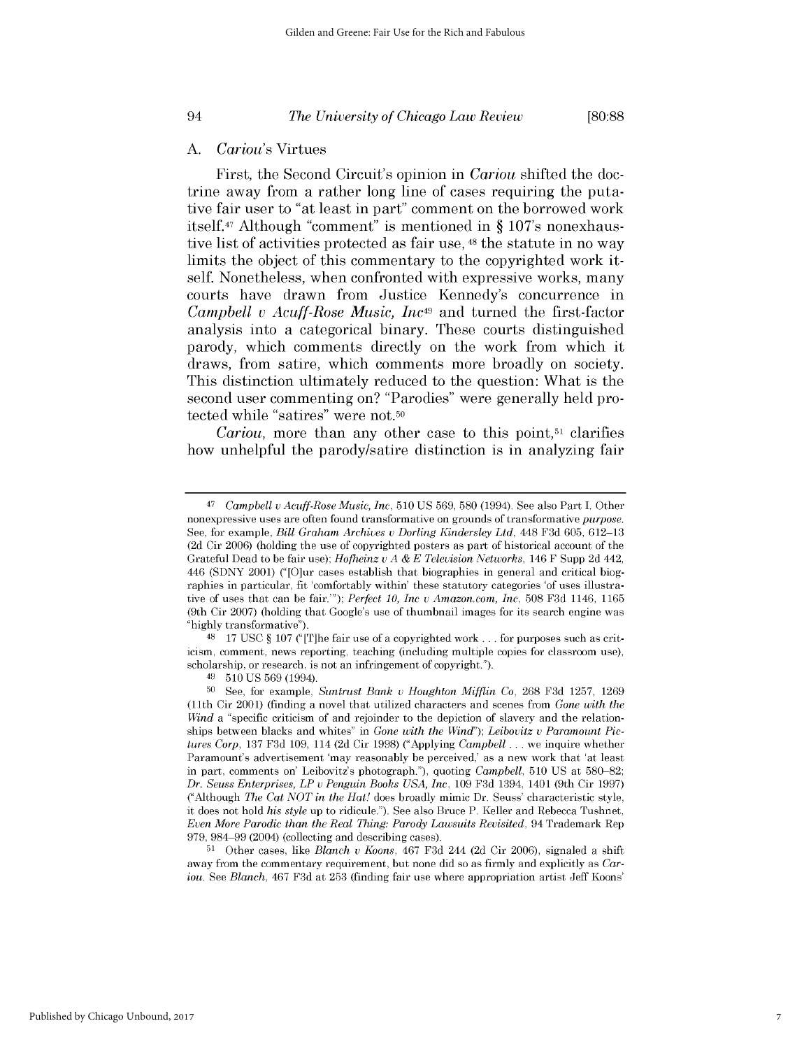### A. *Cariou*'s Virtues

First, the Second Circuit's opinion in *Cariou* shifted the doctrine away from a rather long line of cases requiring the putative fair user to "at least in part" comment on the borrowed work itself.[47] Although "comment" is mentioned in § 107's nonexhaustive list of activities protected as fair use,[48] the statute in no way limits the object of this commentary to the copyrighted work itself. Nonetheless, when confronted with expressive works, many courts have drawn from Justice Kennedy's concurrence in *Campbell v Acuff-Rose Music, Inc*[49] and turned the first-factor analysis into a categorical binary. These courts distinguished parody, which comments directly on the work from which it draws, from satire, which comments more broadly on society. This distinction ultimately reduced to the question: What is the second user commenting on? "Parodies" were generally held protected while "satires" were not.[50]

*Cariou*, more than any other case to this point,[51] clarifies how unhelpful the parody/satire distinction is in analyzing fair

---

[47] *Campbell v Acuff-Rose Music, Inc*, 510 US 569, 580 (1994). See also Part I. Other nonexpressive uses are often found transformative on grounds of transformative *purpose*. See, for example, *Bill Graham Archives v Dorling Kindersley Ltd*, 448 F3d 605, 612–13 (2d Cir 2006) (holding the use of copyrighted posters as part of historical account of the Grateful Dead to be fair use); *Hofheinz v A & E Television Networks*, 146 F Supp 2d 442, 446 (SDNY 2001) ("[O]ur cases establish that biographies in general and critical biographies in particular, fit 'comfortably within' these statutory categories 'of uses illustrative of uses that can be fair.'"); *Perfect 10, Inc v Amazon.com, Inc*, 508 F3d 1146, 1165 (9th Cir 2007) (holding that Google's use of thumbnail images for its search engine was "highly transformative").

[48] 17 USC § 107 ("[T]he fair use of a copyrighted work . . . for purposes such as criticism, comment, news reporting, teaching (including multiple copies for classroom use), scholarship, or research, is not an infringement of copyright.").

[49] 510 US 569 (1994).

[50] See, for example, *Suntrust Bank v Houghton Mifflin Co*, 268 F3d 1257, 1269 (11th Cir 2001) (finding a novel that utilized characters and scenes from *Gone with the Wind* a "specific criticism of and rejoinder to the depiction of slavery and the relationships between blacks and whites" in *Gone with the Wind*"); *Leibovitz v Paramount Pictures Corp*, 137 F3d 109, 114 (2d Cir 1998) ("Applying *Campbell* . . . we inquire whether Paramount's advertisement 'may reasonably be perceived,' as a new work that 'at least in part, comments on' Leibovitz's photograph."), quoting *Campbell*, 510 US at 580–82; *Dr. Seuss Enterprises, LP v Penguin Books USA, Inc*, 109 F3d 1394, 1401 (9th Cir 1997) ("Although *The Cat NOT in the Hat!* does broadly mimic Dr. Seuss' characteristic style, it does not hold *his style* up to ridicule."). See also Bruce P. Keller and Rebecca Tushnet, *Even More Parodic than the Real Thing: Parody Lawsuits Revisited*, 94 Trademark Rep 979, 984–99 (2004) (collecting and describing cases).

[51] Other cases, like *Blanch v Koons*, 467 F3d 244 (2d Cir 2006), signaled a shift away from the commentary requirement, but none did so as firmly and explicitly as *Cariou*. See *Blanch*, 467 F3d at 253 (finding fair use where appropriation artist Jeff Koons'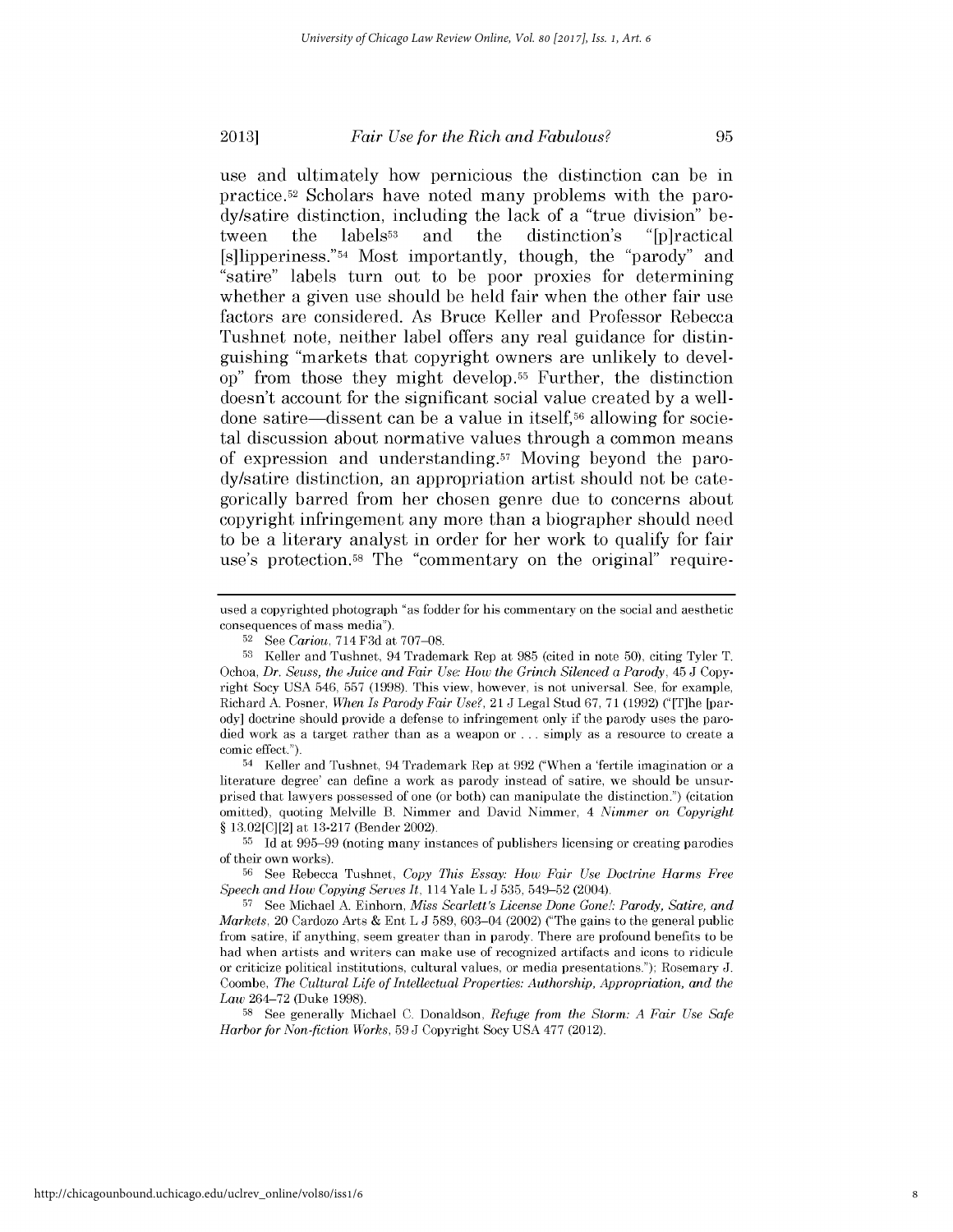use and ultimately how pernicious the distinction can be in practice.[52] Scholars have noted many problems with the parody/satire distinction, including the lack of a "true division" between the labels[53] and the distinction's "[p]ractical [s]lipperiness."[54] Most importantly, though, the "parody" and "satire" labels turn out to be poor proxies for determining whether a given use should be held fair when the other fair use factors are considered. As Bruce Keller and Professor Rebecca Tushnet note, neither label offers any real guidance for distinguishing "markets that copyright owners are unlikely to develop" from those they might develop.[55] Further, the distinction doesn't account for the significant social value created by a well-done satire—dissent can be a value in itself,[56] allowing for societal discussion about normative values through a common means of expression and understanding.[57] Moving beyond the parody/satire distinction, an appropriation artist should not be categorically barred from her chosen genre due to concerns about copyright infringement any more than a biographer should need to be a literary analyst in order for her work to qualify for fair use's protection.[58] The "commentary on the original" require-

---

used a copyrighted photograph "as fodder for his commentary on the social and aesthetic consequences of mass media").

[52] See *Cariou*, 714 F3d at 707–08.

[53] Keller and Tushnet, 94 Trademark Rep at 985 (cited in note 50), citing Tyler T. Ochoa, *Dr. Seuss, the Juice and Fair Use: How the Grinch Silenced a Parody*, 45 J Copyright Socy USA 546, 557 (1998). This view, however, is not universal. See, for example, Richard A. Posner, *When Is Parody Fair Use?*, 21 J Legal Stud 67, 71 (1992) ("[T]he [parody] doctrine should provide a defense to infringement only if the parody uses the parodied work as a target rather than as a weapon or . . . simply as a resource to create a comic effect.").

[54] Keller and Tushnet, 94 Trademark Rep at 992 ("When a 'fertile imagination or a literature degree' can define a work as parody instead of satire, we should be unsurprised that lawyers possessed of one (or both) can manipulate the distinction.") (citation omitted), quoting Melville B. Nimmer and David Nimmer, 4 *Nimmer on Copyright* § 13.02[C][2] at 13-217 (Bender 2002).

[55] Id at 995–99 (noting many instances of publishers licensing or creating parodies of their own works).

[56] See Rebecca Tushnet, *Copy This Essay: How Fair Use Doctrine Harms Free Speech and How Copying Serves It*, 114 Yale L J 535, 549–52 (2004).

[57] See Michael A. Einhorn, *Miss Scarlett's License Done Gone!: Parody, Satire, and Markets*, 20 Cardozo Arts & Ent L J 589, 603–04 (2002) ("The gains to the general public from satire, if anything, seem greater than in parody. There are profound benefits to be had when artists and writers can make use of recognized artifacts and icons to ridicule or criticize political institutions, cultural values, or media presentations."); Rosemary J. Coombe, *The Cultural Life of Intellectual Properties: Authorship, Appropriation, and the Law* 264–72 (Duke 1998).

[58] See generally Michael C. Donaldson, *Refuge from the Storm: A Fair Use Safe Harbor for Non-fiction Works*, 59 J Copyright Socy USA 477 (2012).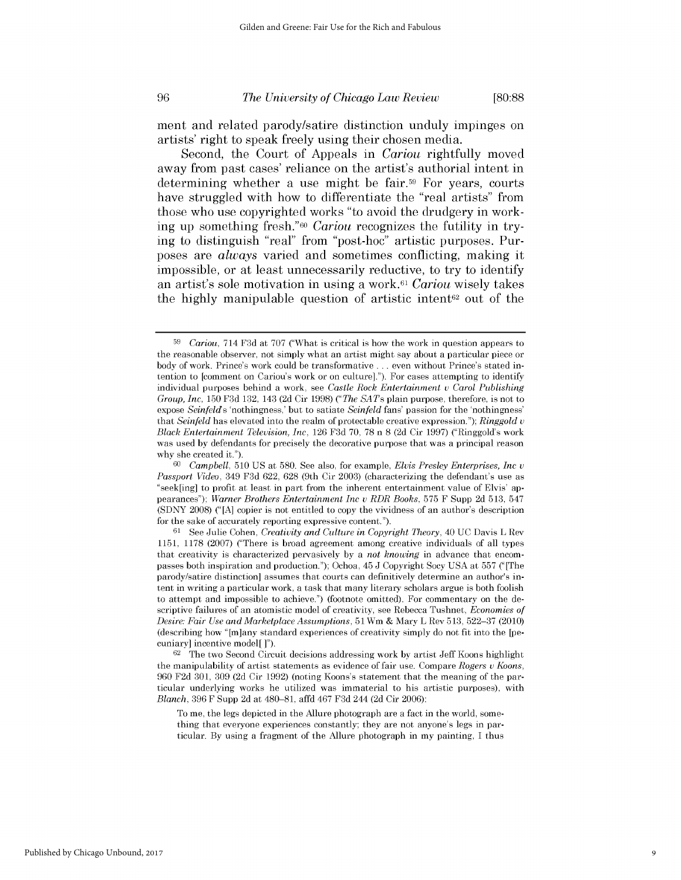ment and related parody/satire distinction unduly impinges on artists' right to speak freely using their chosen media.

Second, the Court of Appeals in *Cariou* rightfully moved away from past cases' reliance on the artist's authorial intent in determining whether a use might be fair.[59] For years, courts have struggled with how to differentiate the "real artists" from those who use copyrighted works "to avoid the drudgery in working up something fresh."[60] *Cariou* recognizes the futility in trying to distinguish "real" from "post-hoc" artistic purposes. Purposes are *always* varied and sometimes conflicting, making it impossible, or at least unnecessarily reductive, to try to identify an artist's sole motivation in using a work.[61] *Cariou* wisely takes the highly manipulable question of artistic intent[62] out of the

---

[59] *Cariou*, 714 F3d at 707 ("What is critical is how the work in question appears to the reasonable observer, not simply what an artist might say about a particular piece or body of work. Prince's work could be transformative . . . even without Prince's stated intention to [comment on Cariou's work or on culture]."). For cases attempting to identify individual purposes behind a work, see *Castle Rock Entertainment v Carol Publishing Group, Inc*, 150 F3d 132, 143 (2d Cir 1998) ("*The SAT*'s plain purpose, therefore, is not to expose *Seinfeld*'s 'nothingness,' but to satiate *Seinfeld* fans' passion for the 'nothingness' that *Seinfeld* has elevated into the realm of protectable creative expression."); *Ringgold v Black Entertainment Television, Inc*, 126 F3d 70, 78 n 8 (2d Cir 1997) ("Ringgold's work was used by defendants for precisely the decorative purpose that was a principal reason why she created it.").

[60] *Campbell*, 510 US at 580. See also, for example, *Elvis Presley Enterprises, Inc v Passport Video*, 349 F3d 622, 628 (9th Cir 2003) (characterizing the defendant's use as "seek[ing] to profit at least in part from the inherent entertainment value of Elvis' appearances"); *Warner Brothers Entertainment Inc v RDR Books*, 575 F Supp 2d 513, 547 (SDNY 2008) ("[A] copier is not entitled to copy the vividness of an author's description for the sake of accurately reporting expressive content.").

[61] See Julie Cohen, *Creativity and Culture in Copyright Theory*, 40 UC Davis L Rev 1151, 1178 (2007) ("There is broad agreement among creative individuals of all types that creativity is characterized pervasively by a *not knowing* in advance that encompasses both inspiration and production."); Ochoa, 45 J Copyright Socy USA at 557 ("[The parody/satire distinction] assumes that courts can definitively determine an author's intent in writing a particular work, a task that many literary scholars argue is both foolish to attempt and impossible to achieve.") (footnote omitted). For commentary on the descriptive failures of an atomistic model of creativity, see Rebecca Tushnet, *Economies of Desire: Fair Use and Marketplace Assumptions*, 51 Wm & Mary L Rev 513, 522–37 (2010) (describing how "[m]any standard experiences of creativity simply do not fit into the [pecuniary] incentive model[ ]").

[62] The two Second Circuit decisions addressing work by artist Jeff Koons highlight the manipulability of artist statements as evidence of fair use. Compare *Rogers v Koons*, 960 F2d 301, 309 (2d Cir 1992) (noting Koons's statement that the meaning of the particular underlying works he utilized was immaterial to his artistic purposes), with *Blanch*, 396 F Supp 2d at 480–81, affd 467 F3d 244 (2d Cir 2006):

> To me, the legs depicted in the Allure photograph are a fact in the world, something that everyone experiences constantly; they are not anyone's legs in particular. By using a fragment of the Allure photograph in my painting, I thus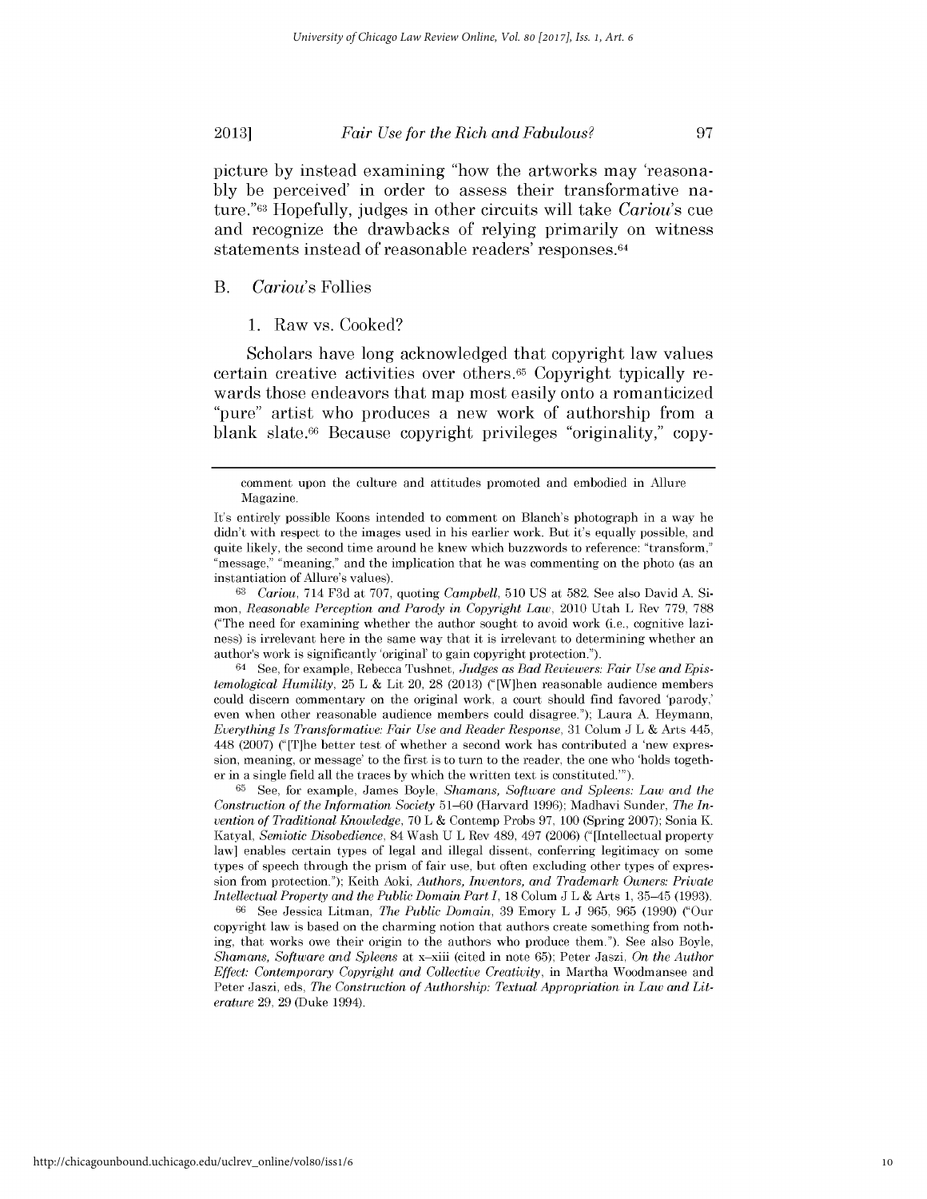picture by instead examining "how the artworks may 'reasonably be perceived' in order to assess their transformative nature."[63] Hopefully, judges in other circuits will take *Cariou*'s cue and recognize the drawbacks of relying primarily on witness statements instead of reasonable readers' responses.[64]

## B. *Cariou*'s Follies

### 1. Raw vs. Cooked?

Scholars have long acknowledged that copyright law values certain creative activities over others.[65] Copyright typically rewards those endeavors that map most easily onto a romanticized "pure" artist who produces a new work of authorship from a blank slate.[66] Because copyright privileges "originality," copy-

---

comment upon the culture and attitudes promoted and embodied in Allure Magazine.

It's entirely possible Koons intended to comment on Blanch's photograph in a way he didn't with respect to the images used in his earlier work. But it's equally possible, and quite likely, the second time around he knew which buzzwords to reference: "transform," "message," "meaning," and the implication that he was commenting on the photo (as an instantiation of Allure's values).

[63] *Cariou*, 714 F3d at 707, quoting *Campbell*, 510 US at 582. See also David A. Simon, *Reasonable Perception and Parody in Copyright Law*, 2010 Utah L Rev 779, 788 ("The need for examining whether the author sought to avoid work (i.e., cognitive laziness) is irrelevant here in the same way that it is irrelevant to determining whether an author's work is significantly 'original' to gain copyright protection.").

[64] See, for example, Rebecca Tushnet, *Judges as Bad Reviewers: Fair Use and Epistemological Humility*, 25 L & Lit 20, 28 (2013) ("[W]hen reasonable audience members could discern commentary on the original work, a court should find favored 'parody,' even when other reasonable audience members could disagree."); Laura A. Heymann, *Everything Is Transformative: Fair Use and Reader Response*, 31 Colum J L & Arts 445, 448 (2007) ("[T]he better test of whether a second work has contributed a 'new expression, meaning, or message' to the first is to turn to the reader, the one who 'holds together in a single field all the traces by which the written text is constituted.'").

[65] See, for example, James Boyle, *Shamans, Software and Spleens: Law and the Construction of the Information Society* 51–60 (Harvard 1996); Madhavi Sunder, *The Invention of Traditional Knowledge*, 70 L & Contemp Probs 97, 100 (Spring 2007); Sonia K. Katyal, *Semiotic Disobedience*, 84 Wash U L Rev 489, 497 (2006) ("[Intellectual property law] enables certain types of legal and illegal dissent, conferring legitimacy on some types of speech through the prism of fair use, but often excluding other types of expression from protection."); Keith Aoki, *Authors, Inventors, and Trademark Owners: Private Intellectual Property and the Public Domain Part I*, 18 Colum J L & Arts 1, 35–45 (1993).

[66] See Jessica Litman, *The Public Domain*, 39 Emory L J 965, 965 (1990) ("Our copyright law is based on the charming notion that authors create something from nothing, that works owe their origin to the authors who produce them."). See also Boyle, *Shamans, Software and Spleens* at x–xiii (cited in note 65); Peter Jaszi, *On the Author Effect: Contemporary Copyright and Collective Creativity*, in Martha Woodmansee and Peter Jaszi, eds, *The Construction of Authorship: Textual Appropriation in Law and Literature* 29, 29 (Duke 1994).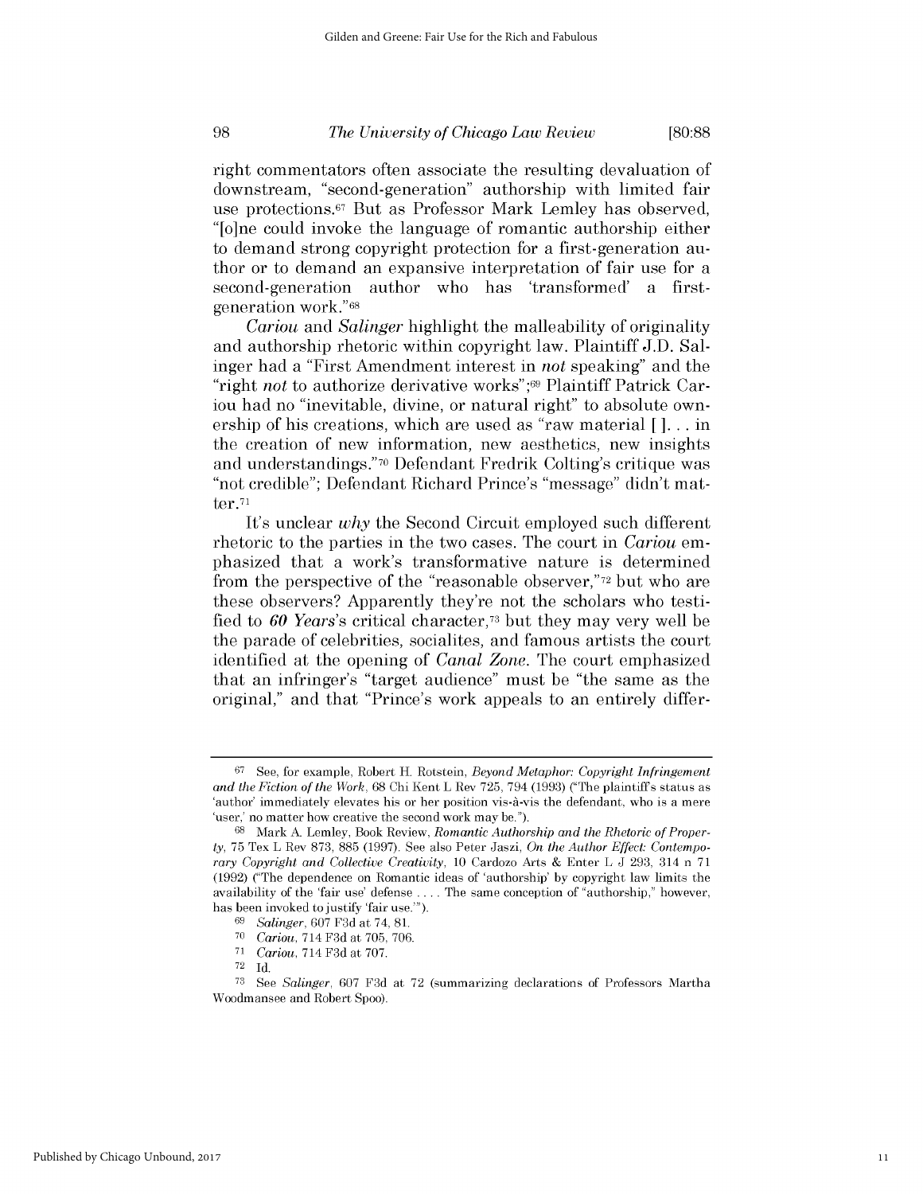right commentators often associate the resulting devaluation of downstream, "second-generation" authorship with limited fair use protections.[67] But as Professor Mark Lemley has observed, "[o]ne could invoke the language of romantic authorship either to demand strong copyright protection for a first-generation author or to demand an expansive interpretation of fair use for a second-generation author who has 'transformed' a first-generation work."[68]

*Cariou* and *Salinger* highlight the malleability of originality and authorship rhetoric within copyright law. Plaintiff J.D. Salinger had a "First Amendment interest in *not* speaking" and the "right *not* to authorize derivative works";[69] Plaintiff Patrick Cariou had no "inevitable, divine, or natural right" to absolute ownership of his creations, which are used as "raw material [ ]. . . in the creation of new information, new aesthetics, new insights and understandings."[70] Defendant Fredrik Colting's critique was "not credible"; Defendant Richard Prince's "message" didn't matter.[71]

It's unclear *why* the Second Circuit employed such different rhetoric to the parties in the two cases. The court in *Cariou* emphasized that a work's transformative nature is determined from the perspective of the "reasonable observer,"[72] but who are these observers? Apparently they're not the scholars who testified to ***60 Years***'s critical character,[73] but they may very well be the parade of celebrities, socialites, and famous artists the court identified at the opening of *Canal Zone*. The court emphasized that an infringer's "target audience" must be "the same as the original," and that "Prince's work appeals to an entirely differ-

---

67 See, for example, Robert H. Rotstein, *Beyond Metaphor: Copyright Infringement and the Fiction of the Work*, 68 Chi Kent L Rev 725, 794 (1993) ("The plaintiff's status as 'author' immediately elevates his or her position vis-à-vis the defendant, who is a mere 'user,' no matter how creative the second work may be.").

68 Mark A. Lemley, Book Review, *Romantic Authorship and the Rhetoric of Property*, 75 Tex L Rev 873, 885 (1997). See also Peter Jaszi, *On the Author Effect: Contemporary Copyright and Collective Creativity*, 10 Cardozo Arts & Enter L J 293, 314 n 71 (1992) ("The dependence on Romantic ideas of 'authorship' by copyright law limits the availability of the 'fair use' defense . . . . The same conception of "authorship," however, has been invoked to justify 'fair use.'").

69 *Salinger*, 607 F3d at 74, 81.

70 *Cariou*, 714 F3d at 705, 706.

71 *Cariou*, 714 F3d at 707.

72 Id.

73 See *Salinger*, 607 F3d at 72 (summarizing declarations of Professors Martha Woodmansee and Robert Spoo).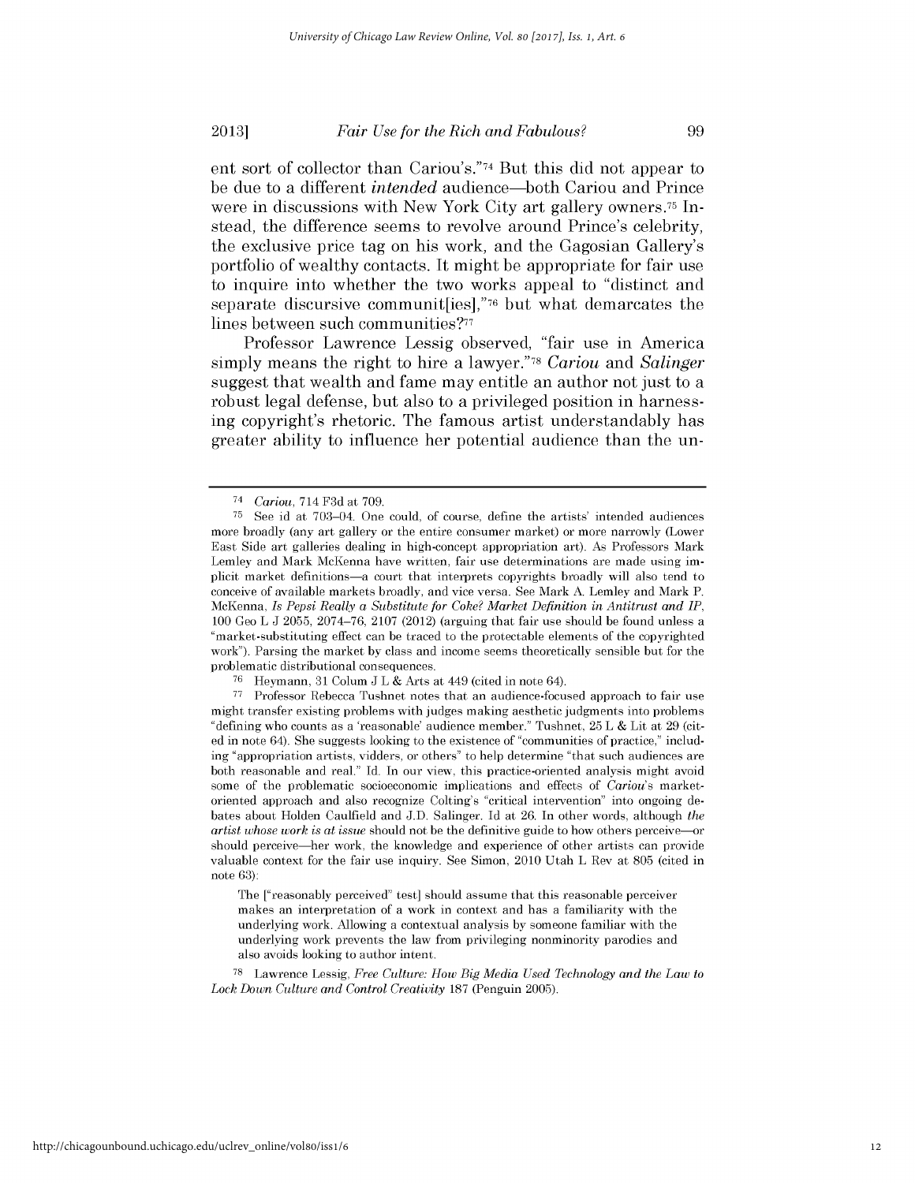ent sort of collector than Cariou's."[74] But this did not appear to be due to a different *intended* audience—both Cariou and Prince were in discussions with New York City art gallery owners.[75] Instead, the difference seems to revolve around Prince's celebrity, the exclusive price tag on his work, and the Gagosian Gallery's portfolio of wealthy contacts. It might be appropriate for fair use to inquire into whether the two works appeal to "distinct and separate discursive communit[ies],"[76] but what demarcates the lines between such communities?[77]

Professor Lawrence Lessig observed, "fair use in America simply means the right to hire a lawyer."[78] *Cariou* and *Salinger* suggest that wealth and fame may entitle an author not just to a robust legal defense, but also to a privileged position in harnessing copyright's rhetoric. The famous artist understandably has greater ability to influence her potential audience than the un-

---

[74] *Cariou*, 714 F3d at 709.

[75] See id at 703–04. One could, of course, define the artists' intended audiences more broadly (any art gallery or the entire consumer market) or more narrowly (Lower East Side art galleries dealing in high-concept appropriation art). As Professors Mark Lemley and Mark McKenna have written, fair use determinations are made using implicit market definitions—a court that interprets copyrights broadly will also tend to conceive of available markets broadly, and vice versa. See Mark A. Lemley and Mark P. McKenna, *Is Pepsi Really a Substitute for Coke? Market Definition in Antitrust and IP*, 100 Geo L J 2055, 2074–76, 2107 (2012) (arguing that fair use should be found unless a "market-substituting effect can be traced to the protectable elements of the copyrighted work"). Parsing the market by class and income seems theoretically sensible but for the problematic distributional consequences.

[76] Heymann, 31 Colum J L & Arts at 449 (cited in note 64).

[77] Professor Rebecca Tushnet notes that an audience-focused approach to fair use might transfer existing problems with judges making aesthetic judgments into problems "defining who counts as a 'reasonable' audience member." Tushnet, 25 L & Lit at 29 (cited in note 64). She suggests looking to the existence of "communities of practice," including "appropriation artists, vidders, or others" to help determine "that such audiences are both reasonable and real." Id. In our view, this practice-oriented analysis might avoid some of the problematic socioeconomic implications and effects of *Cariou*'s market-oriented approach and also recognize Colting's "critical intervention" into ongoing debates about Holden Caulfield and J.D. Salinger. Id at 26. In other words, although *the artist whose work is at issue* should not be the definitive guide to how others perceive—or should perceive—her work, the knowledge and experience of other artists can provide valuable context for the fair use inquiry. See Simon, 2010 Utah L Rev at 805 (cited in note 63):

> The ["reasonably perceived" test] should assume that this reasonable perceiver makes an interpretation of a work in context and has a familiarity with the underlying work. Allowing a contextual analysis by someone familiar with the underlying work prevents the law from privileging nonminority parodies and also avoids looking to author intent.

[78] Lawrence Lessig, *Free Culture: How Big Media Used Technology and the Law to Lock Down Culture and Control Creativity* 187 (Penguin 2005).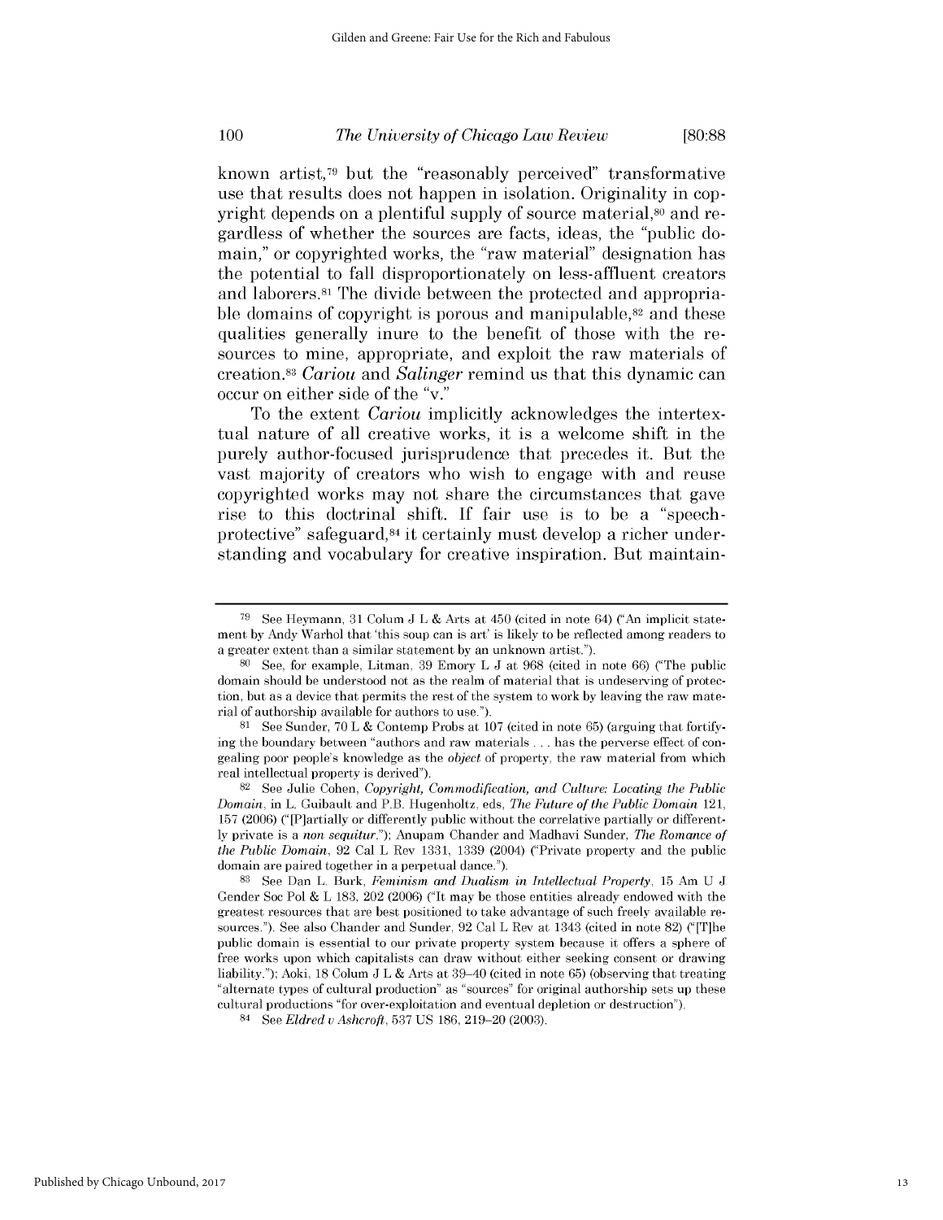known artist,[79] but the "reasonably perceived" transformative use that results does not happen in isolation. Originality in copyright depends on a plentiful supply of source material,[80] and regardless of whether the sources are facts, ideas, the "public domain," or copyrighted works, the "raw material" designation has the potential to fall disproportionately on less-affluent creators and laborers.[81] The divide between the protected and appropriable domains of copyright is porous and manipulable,[82] and these qualities generally inure to the benefit of those with the resources to mine, appropriate, and exploit the raw materials of creation.[83] *Cariou* and *Salinger* remind us that this dynamic can occur on either side of the "v."

To the extent *Cariou* implicitly acknowledges the intertextual nature of all creative works, it is a welcome shift in the purely author-focused jurisprudence that precedes it. But the vast majority of creators who wish to engage with and reuse copyrighted works may not share the circumstances that gave rise to this doctrinal shift. If fair use is to be a "speech-protective" safeguard,[84] it certainly must develop a richer understanding and vocabulary for creative inspiration. But maintain-

---

[79] See Heymann, 31 Colum J L & Arts at 450 (cited in note 64) ("An implicit statement by Andy Warhol that 'this soup can is art' is likely to be reflected among readers to a greater extent than a similar statement by an unknown artist.").

[80] See, for example, Litman, 39 Emory L J at 968 (cited in note 66) ("The public domain should be understood not as the realm of material that is undeserving of protection, but as a device that permits the rest of the system to work by leaving the raw material of authorship available for authors to use.").

[81] See Sunder, 70 L & Contemp Probs at 107 (cited in note 65) (arguing that fortifying the boundary between "authors and raw materials . . . has the perverse effect of congealing poor people's knowledge as the *object* of property, the raw material from which real intellectual property is derived").

[82] See Julie Cohen, *Copyright, Commodification, and Culture: Locating the Public Domain*, in L. Guibault and P.B. Hugenholtz, eds, *The Future of the Public Domain* 121, 157 (2006) ("[P]artially or differently public without the correlative partially or differently private is a *non sequitur*."); Anupam Chander and Madhavi Sunder, *The Romance of the Public Domain*, 92 Cal L Rev 1331, 1339 (2004) ("Private property and the public domain are paired together in a perpetual dance.").

[83] See Dan L. Burk, *Feminism and Dualism in Intellectual Property*, 15 Am U J Gender Soc Pol & L 183, 202 (2006) ("It may be those entities already endowed with the greatest resources that are best positioned to take advantage of such freely available resources."). See also Chander and Sunder, 92 Cal L Rev at 1343 (cited in note 82) ("[T]he public domain is essential to our private property system because it offers a sphere of free works upon which capitalists can draw without either seeking consent or drawing liability."); Aoki, 18 Colum J L & Arts at 39–40 (cited in note 65) (observing that treating "alternate types of cultural production" as "sources" for original authorship sets up these cultural productions "for over-exploitation and eventual depletion or destruction").

[84] See *Eldred v Ashcroft*, 537 US 186, 219–20 (2003).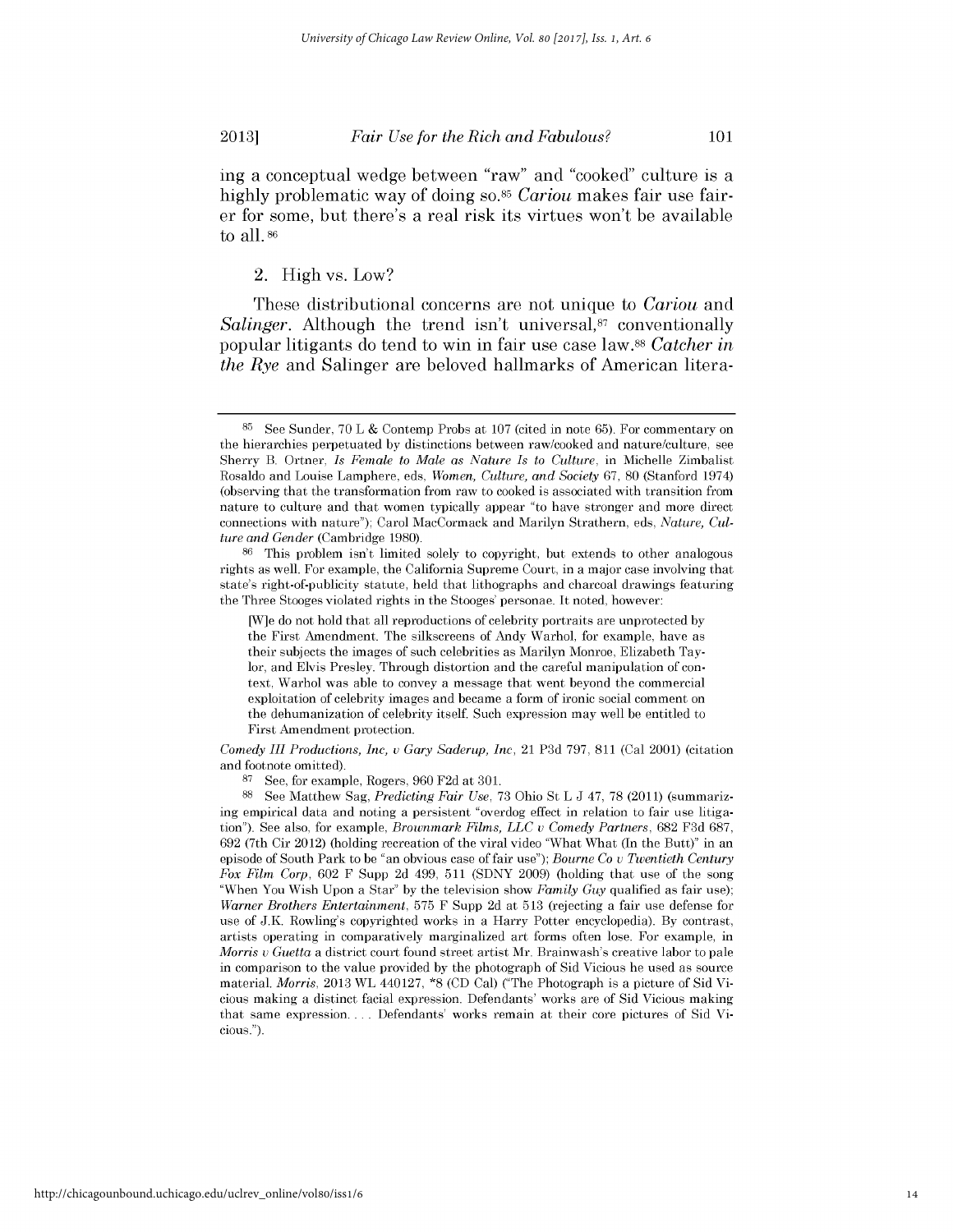ing a conceptual wedge between "raw" and "cooked" culture is a highly problematic way of doing so.[85] *Cariou* makes fair use fairer for some, but there's a real risk its virtues won't be available to all.[86]

### 2. High vs. Low?

These distributional concerns are not unique to *Cariou* and *Salinger*. Although the trend isn't universal,[87] conventionally popular litigants do tend to win in fair use case law.[88] *Catcher in the Rye* and Salinger are beloved hallmarks of American litera-

---

[85] See Sunder, 70 L & Contemp Probs at 107 (cited in note 65). For commentary on the hierarchies perpetuated by distinctions between raw/cooked and nature/culture, see Sherry B. Ortner, *Is Female to Male as Nature Is to Culture*, in Michelle Zimbalist Rosaldo and Louise Lamphere, eds, *Women, Culture, and Society* 67, 80 (Stanford 1974) (observing that the transformation from raw to cooked is associated with transition from nature to culture and that women typically appear "to have stronger and more direct connections with nature"); Carol MacCormack and Marilyn Strathern, eds, *Nature, Culture and Gender* (Cambridge 1980).

[86] This problem isn't limited solely to copyright, but extends to other analogous rights as well. For example, the California Supreme Court, in a major case involving that state's right-of-publicity statute, held that lithographs and charcoal drawings featuring the Three Stooges violated rights in the Stooges' personae. It noted, however:

> [W]e do not hold that all reproductions of celebrity portraits are unprotected by the First Amendment. The silkscreens of Andy Warhol, for example, have as their subjects the images of such celebrities as Marilyn Monroe, Elizabeth Taylor, and Elvis Presley. Through distortion and the careful manipulation of context, Warhol was able to convey a message that went beyond the commercial exploitation of celebrity images and became a form of ironic social comment on the dehumanization of celebrity itself. Such expression may well be entitled to First Amendment protection.

*Comedy III Productions, Inc, v Gary Saderup, Inc*, 21 P3d 797, 811 (Cal 2001) (citation and footnote omitted).

[87] See, for example, Rogers, 960 F2d at 301.

[88] See Matthew Sag, *Predicting Fair Use*, 73 Ohio St L J 47, 78 (2011) (summarizing empirical data and noting a persistent "overdog effect in relation to fair use litigation"). See also, for example, *Brownmark Films, LLC v Comedy Partners*, 682 F3d 687, 692 (7th Cir 2012) (holding recreation of the viral video "What What (In the Butt)" in an episode of South Park to be "an obvious case of fair use"); *Bourne Co v Twentieth Century Fox Film Corp*, 602 F Supp 2d 499, 511 (SDNY 2009) (holding that use of the song "When You Wish Upon a Star" by the television show *Family Guy* qualified as fair use); *Warner Brothers Entertainment*, 575 F Supp 2d at 513 (rejecting a fair use defense for use of J.K. Rowling's copyrighted works in a Harry Potter encyclopedia). By contrast, artists operating in comparatively marginalized art forms often lose. For example, in *Morris v Guetta* a district court found street artist Mr. Brainwash's creative labor to pale in comparison to the value provided by the photograph of Sid Vicious he used as source material. *Morris*, 2013 WL 440127, *8 (CD Cal) ("The Photograph is a picture of Sid Vicious making a distinct facial expression. Defendants' works are of Sid Vicious making that same expression. . . . Defendants' works remain at their core pictures of Sid Vicious.").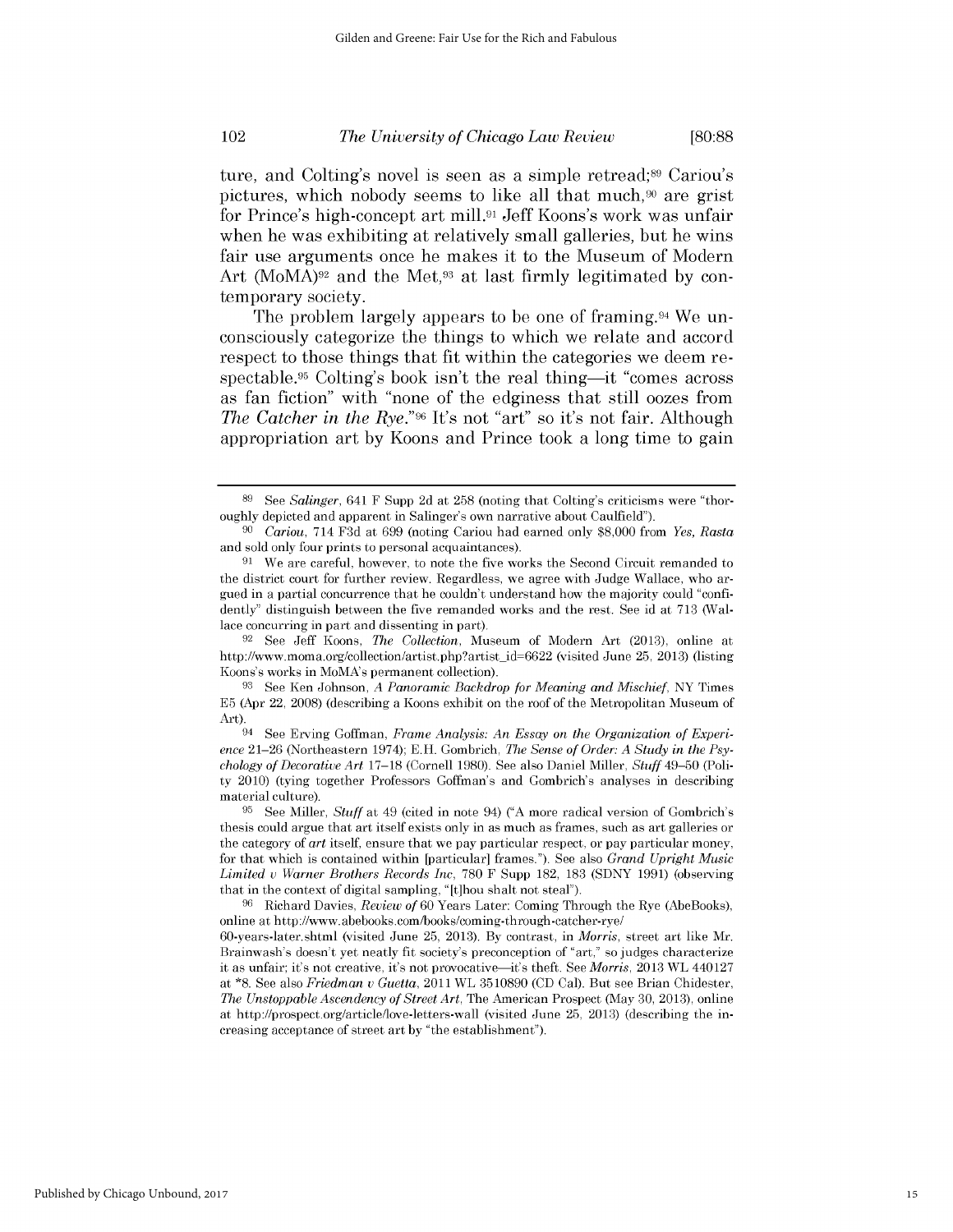ture, and Colting's novel is seen as a simple retread;[89] Cariou's pictures, which nobody seems to like all that much,[90] are grist for Prince's high-concept art mill.[91] Jeff Koons's work was unfair when he was exhibiting at relatively small galleries, but he wins fair use arguments once he makes it to the Museum of Modern Art (MoMA)[92] and the Met,[93] at last firmly legitimated by contemporary society.

The problem largely appears to be one of framing.[94] We unconsciously categorize the things to which we relate and accord respect to those things that fit within the categories we deem respectable.[95] Colting's book isn't the real thing—it "comes across as fan fiction" with "none of the edginess that still oozes from *The Catcher in the Rye*."[96] It's not "art" so it's not fair. Although appropriation art by Koons and Prince took a long time to gain

---

[89] See *Salinger*, 641 F Supp 2d at 258 (noting that Colting's criticisms were "thoroughly depicted and apparent in Salinger's own narrative about Caulfield").

[90] *Cariou*, 714 F3d at 699 (noting Cariou had earned only $8,000 from *Yes, Rasta* and sold only four prints to personal acquaintances).

[91] We are careful, however, to note the five works the Second Circuit remanded to the district court for further review. Regardless, we agree with Judge Wallace, who argued in a partial concurrence that he couldn't understand how the majority could "confidently" distinguish between the five remanded works and the rest. See id at 713 (Wallace concurring in part and dissenting in part).

[92] See Jeff Koons, *The Collection*, Museum of Modern Art (2013), online at http://www.moma.org/collection/artist.php?artist_id=6622 (visited June 25, 2013) (listing Koons's works in MoMA's permanent collection).

[93] See Ken Johnson, *A Panoramic Backdrop for Meaning and Mischief*, NY Times E5 (Apr 22, 2008) (describing a Koons exhibit on the roof of the Metropolitan Museum of Art).

[94] See Erving Goffman, *Frame Analysis: An Essay on the Organization of Experience* 21–26 (Northeastern 1974); E.H. Gombrich, *The Sense of Order: A Study in the Psychology of Decorative Art* 17–18 (Cornell 1980). See also Daniel Miller, *Stuff* 49–50 (Polity 2010) (tying together Professors Goffman's and Gombrich's analyses in describing material culture).

[95] See Miller, *Stuff* at 49 (cited in note 94) ("A more radical version of Gombrich's thesis could argue that art itself exists only in as much as frames, such as art galleries or the category of *art* itself, ensure that we pay particular respect, or pay particular money, for that which is contained within [particular] frames."). See also *Grand Upright Music Limited v Warner Brothers Records Inc*, 780 F Supp 182, 183 (SDNY 1991) (observing that in the context of digital sampling, "[t]hou shalt not steal").

[96] Richard Davies, *Review of* 60 Years Later: Coming Through the Rye (AbeBooks), online at http://www.abebooks.com/books/coming-through-catcher-rye/60-years-later.shtml (visited June 25, 2013). By contrast, in *Morris*, street art like Mr. Brainwash's doesn't yet neatly fit society's preconception of "art," so judges characterize it as unfair; it's not creative, it's not provocative—it's theft. See *Morris*, 2013 WL 440127 at *8. See also *Friedman v Guetta*, 2011 WL 3510890 (CD Cal). But see Brian Chidester, *The Unstoppable Ascendency of Street Art*, The American Prospect (May 30, 2013), online at http://prospect.org/article/love-letters-wall (visited June 25, 2013) (describing the increasing acceptance of street art by "the establishment").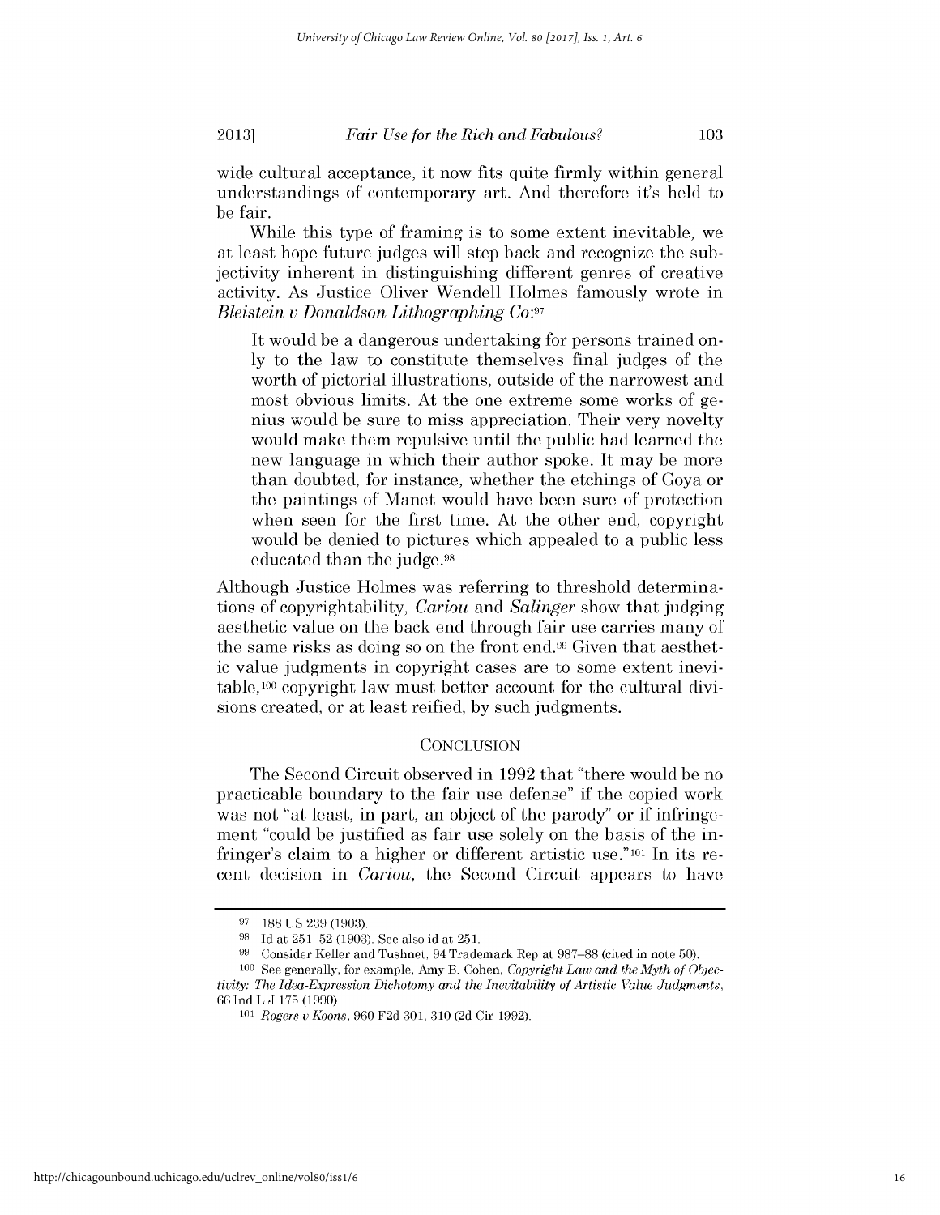wide cultural acceptance, it now fits quite firmly within general understandings of contemporary art. And therefore it's held to be fair.

While this type of framing is to some extent inevitable, we at least hope future judges will step back and recognize the subjectivity inherent in distinguishing different genres of creative activity. As Justice Oliver Wendell Holmes famously wrote in *Bleistein v Donaldson Lithographing Co*:[97]

> It would be a dangerous undertaking for persons trained only to the law to constitute themselves final judges of the worth of pictorial illustrations, outside of the narrowest and most obvious limits. At the one extreme some works of genius would be sure to miss appreciation. Their very novelty would make them repulsive until the public had learned the new language in which their author spoke. It may be more than doubted, for instance, whether the etchings of Goya or the paintings of Manet would have been sure of protection when seen for the first time. At the other end, copyright would be denied to pictures which appealed to a public less educated than the judge.[98]

Although Justice Holmes was referring to threshold determinations of copyrightability, *Cariou* and *Salinger* show that judging aesthetic value on the back end through fair use carries many of the same risks as doing so on the front end.[99] Given that aesthetic value judgments in copyright cases are to some extent inevitable,[100] copyright law must better account for the cultural divisions created, or at least reified, by such judgments.

## CONCLUSION

The Second Circuit observed in 1992 that "there would be no practicable boundary to the fair use defense" if the copied work was not "at least, in part, an object of the parody" or if infringement "could be justified as fair use solely on the basis of the infringer's claim to a higher or different artistic use."[101] In its recent decision in *Cariou*, the Second Circuit appears to have

---

[97] 188 US 239 (1903).

[98] Id at 251–52 (1903). See also id at 251.

[99] Consider Keller and Tushnet, 94 Trademark Rep at 987–88 (cited in note 50).

[100] See generally, for example, Amy B. Cohen, *Copyright Law and the Myth of Objectivity: The Idea-Expression Dichotomy and the Inevitability of Artistic Value Judgments*, 66 Ind L J 175 (1990).

[101] *Rogers v Koons*, 960 F2d 301, 310 (2d Cir 1992).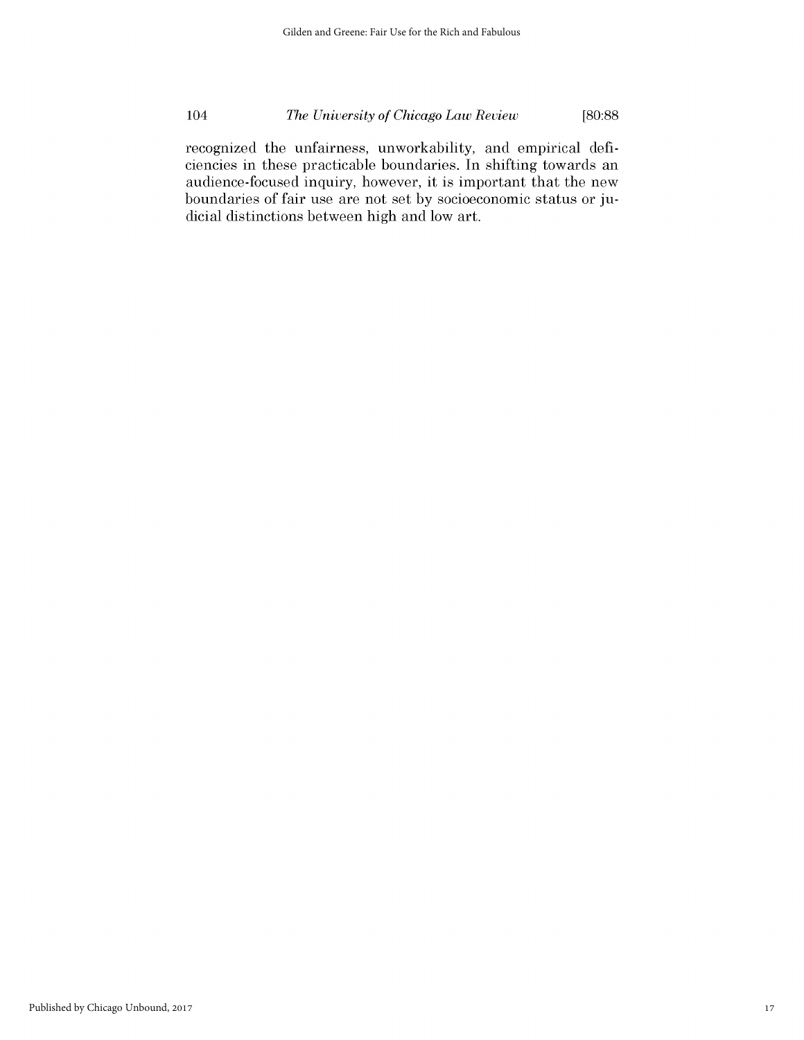recognized the unfairness, unworkability, and empirical deficiencies in these practicable boundaries. In shifting towards an audience-focused inquiry, however, it is important that the new boundaries of fair use are not set by socioeconomic status or judicial distinctions between high and low art.